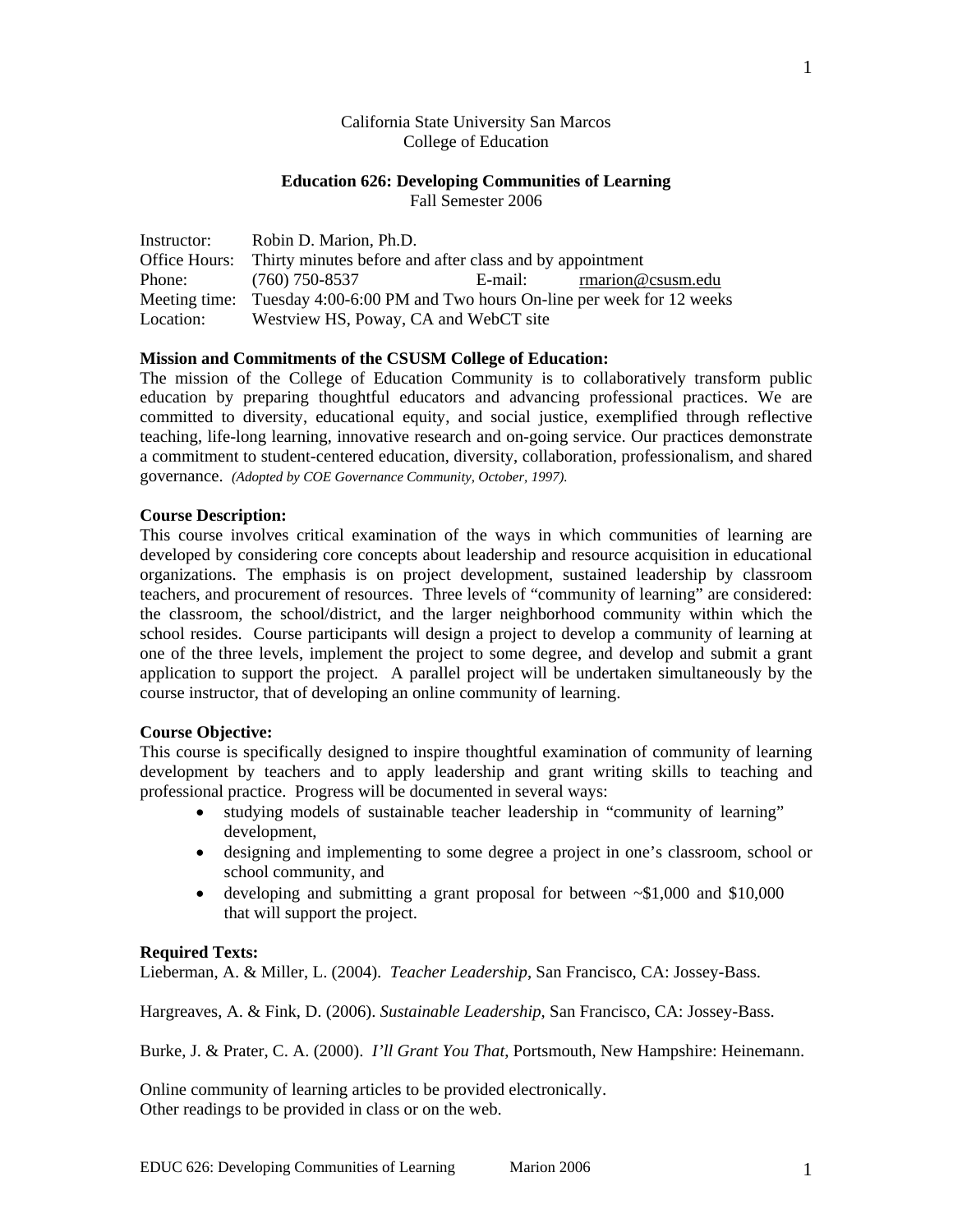California State University San Marcos
College of Education

**Education 626: Developing Communities of Learning**
Fall Semester 2006

| | | | |
|---|---|---|---|
| Instructor: | Robin D. Marion, Ph.D. | | |
| Office Hours: | Thirty minutes before and after class and by appointment | | |
| Phone: | (760) 750-8537 | E-mail: | rmarion@csusm.edu |
| Meeting time: | Tuesday 4:00-6:00 PM and Two hours On-line per week for 12 weeks | | |
| Location: | Westview HS, Poway, CA and WebCT site | | |

**Mission and Commitments of the CSUSM College of Education:**
The mission of the College of Education Community is to collaboratively transform public education by preparing thoughtful educators and advancing professional practices. We are committed to diversity, educational equity, and social justice, exemplified through reflective teaching, life-long learning, innovative research and on-going service. Our practices demonstrate a commitment to student-centered education, diversity, collaboration, professionalism, and shared governance. *(Adopted by COE Governance Community, October, 1997).*

**Course Description:**
This course involves critical examination of the ways in which communities of learning are developed by considering core concepts about leadership and resource acquisition in educational organizations. The emphasis is on project development, sustained leadership by classroom teachers, and procurement of resources. Three levels of "community of learning" are considered: the classroom, the school/district, and the larger neighborhood community within which the school resides. Course participants will design a project to develop a community of learning at one of the three levels, implement the project to some degree, and develop and submit a grant application to support the project. A parallel project will be undertaken simultaneously by the course instructor, that of developing an online community of learning.

**Course Objective:**
This course is specifically designed to inspire thoughtful examination of community of learning development by teachers and to apply leadership and grant writing skills to teaching and professional practice. Progress will be documented in several ways:

- studying models of sustainable teacher leadership in "community of learning" development,
- designing and implementing to some degree a project in one's classroom, school or school community, and
- developing and submitting a grant proposal for between ~$1,000 and $10,000 that will support the project.

**Required Texts:**
Lieberman, A. & Miller, L. (2004). *Teacher Leadership*, San Francisco, CA: Jossey-Bass.

Hargreaves, A. & Fink, D. (2006). *Sustainable Leadership,* San Francisco, CA: Jossey-Bass.

Burke, J. & Prater, C. A. (2000). *I'll Grant You That*, Portsmouth, New Hampshire: Heinemann.

Online community of learning articles to be provided electronically.
Other readings to be provided in class or on the web.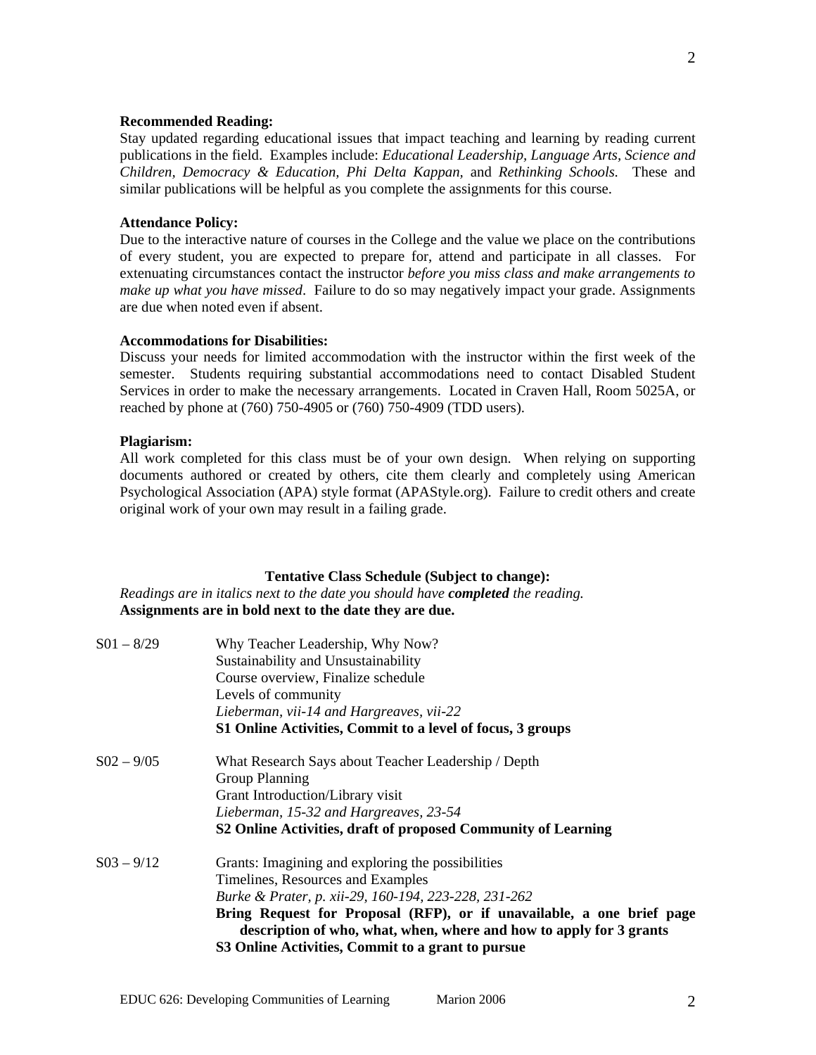**Recommended Reading:**
Stay updated regarding educational issues that impact teaching and learning by reading current publications in the field. Examples include: *Educational Leadership, Language Arts, Science and Children, Democracy & Education, Phi Delta Kappan,* and *Rethinking Schools.* These and similar publications will be helpful as you complete the assignments for this course.

**Attendance Policy:**
Due to the interactive nature of courses in the College and the value we place on the contributions of every student, you are expected to prepare for, attend and participate in all classes. For extenuating circumstances contact the instructor *before you miss class and make arrangements to make up what you have missed*. Failure to do so may negatively impact your grade. Assignments are due when noted even if absent.

**Accommodations for Disabilities:**
Discuss your needs for limited accommodation with the instructor within the first week of the semester. Students requiring substantial accommodations need to contact Disabled Student Services in order to make the necessary arrangements. Located in Craven Hall, Room 5025A, or reached by phone at (760) 750-4905 or (760) 750-4909 (TDD users).

**Plagiarism:**
All work completed for this class must be of your own design. When relying on supporting documents authored or created by others, cite them clearly and completely using American Psychological Association (APA) style format (APAStyle.org). Failure to credit others and create original work of your own may result in a failing grade.

**Tentative Class Schedule (Subject to change):**

*Readings are in italics next to the date you should have* ***completed*** *the reading.*
**Assignments are in bold next to the date they are due.**

S01 – 8/29
Why Teacher Leadership, Why Now?
Sustainability and Unsustainability
Course overview, Finalize schedule
Levels of community
*Lieberman, vii-14 and Hargreaves, vii-22*
**S1 Online Activities, Commit to a level of focus, 3 groups**

S02 – 9/05
What Research Says about Teacher Leadership / Depth
Group Planning
Grant Introduction/Library visit
*Lieberman, 15-32 and Hargreaves, 23-54*
**S2 Online Activities, draft of proposed Community of Learning**

S03 – 9/12
Grants: Imagining and exploring the possibilities
Timelines, Resources and Examples
*Burke & Prater, p. xii-29, 160-194, 223-228, 231-262*
**Bring Request for Proposal (RFP), or if unavailable, a one brief page description of who, what, when, where and how to apply for 3 grants**
**S3 Online Activities, Commit to a grant to pursue**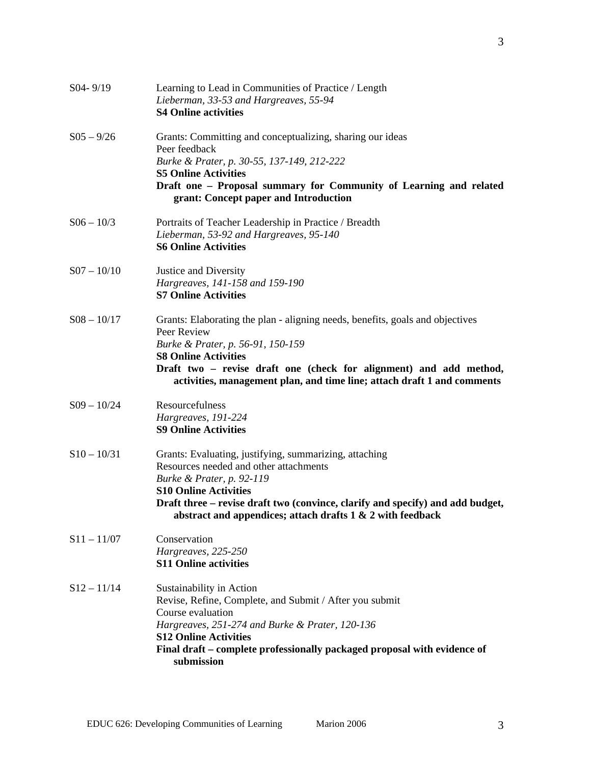S04- 9/19 Learning to Lead in Communities of Practice / Length
*Lieberman, 33-53 and Hargreaves, 55-94*
**S4 Online activities**

S05 – 9/26 Grants: Committing and conceptualizing, sharing our ideas
Peer feedback
*Burke & Prater, p. 30-55, 137-149, 212-222*
**S5 Online Activities**
**Draft one – Proposal summary for Community of Learning and related grant: Concept paper and Introduction**

S06 – 10/3 Portraits of Teacher Leadership in Practice / Breadth
*Lieberman, 53-92 and Hargreaves, 95-140*
**S6 Online Activities**

S07 – 10/10 Justice and Diversity
*Hargreaves, 141-158 and 159-190*
**S7 Online Activities**

S08 – 10/17 Grants: Elaborating the plan - aligning needs, benefits, goals and objectives
Peer Review
*Burke & Prater, p. 56-91, 150-159*
**S8 Online Activities**
**Draft two – revise draft one (check for alignment) and add method, activities, management plan, and time line; attach draft 1 and comments**

S09 – 10/24 Resourcefulness
*Hargreaves, 191-224*
**S9 Online Activities**

S10 – 10/31 Grants: Evaluating, justifying, summarizing, attaching
Resources needed and other attachments
*Burke & Prater, p. 92-119*
**S10 Online Activities**
**Draft three – revise draft two (convince, clarify and specify) and add budget, abstract and appendices; attach drafts 1 & 2 with feedback**

S11 – 11/07 Conservation
*Hargreaves, 225-250*
**S11 Online activities**

S12 – 11/14 Sustainability in Action
Revise, Refine, Complete, and Submit / After you submit
Course evaluation
*Hargreaves, 251-274 and Burke & Prater, 120-136*
**S12 Online Activities**
**Final draft – complete professionally packaged proposal with evidence of submission**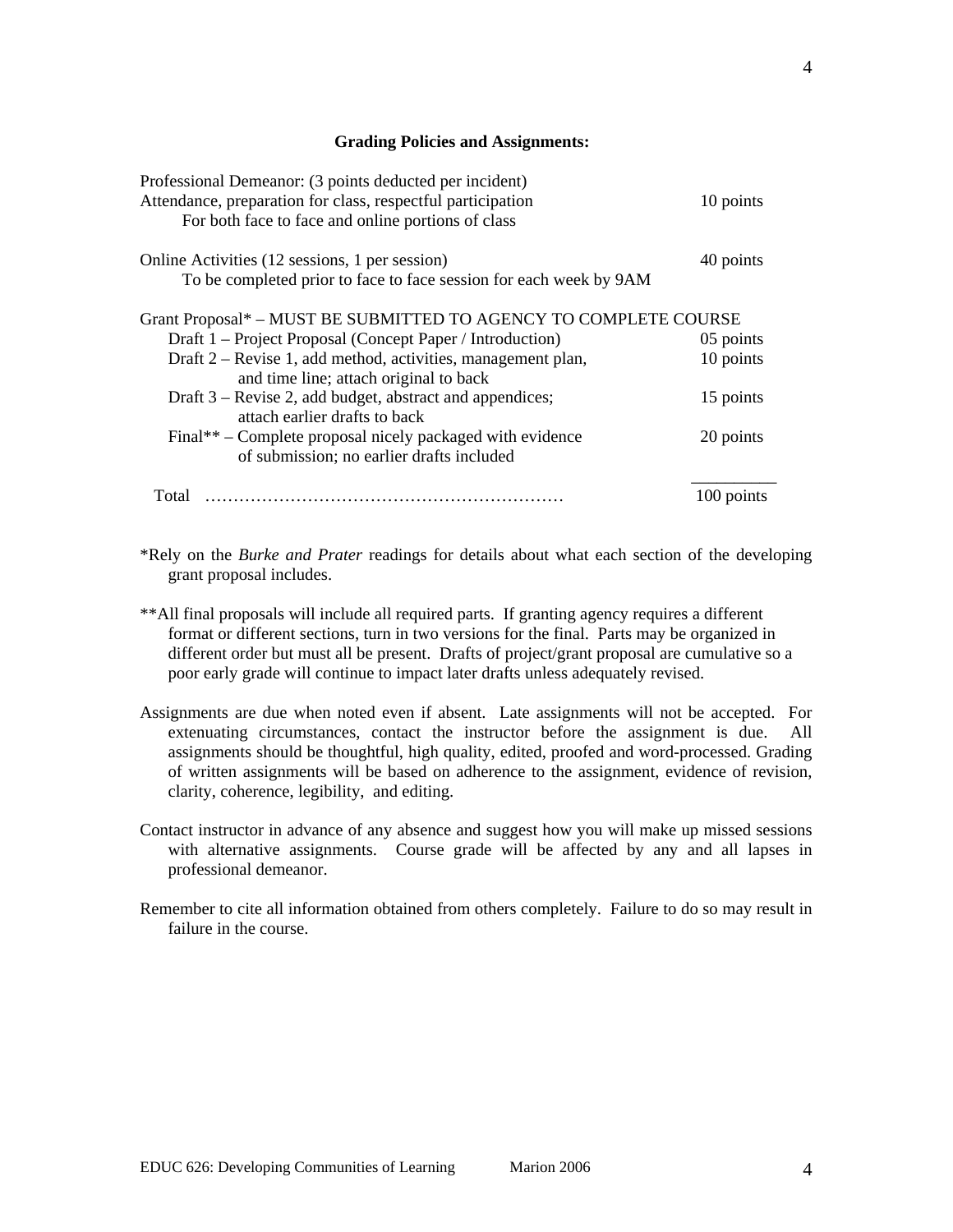**Grading Policies and Assignments:**

| | |
|---|---|
| Professional Demeanor: (3 points deducted per incident)<br>Attendance, preparation for class, respectful participation<br>For both face to face and online portions of class | 10 points |
| Online Activities (12 sessions, 1 per session)<br>To be completed prior to face to face session for each week by 9AM | 40 points |
| Grant Proposal* – MUST BE SUBMITTED TO AGENCY TO COMPLETE COURSE | |
| Draft 1 – Project Proposal (Concept Paper / Introduction) | 05 points |
| Draft 2 – Revise 1, add method, activities, management plan, and time line; attach original to back | 10 points |
| Draft 3 – Revise 2, add budget, abstract and appendices; attach earlier drafts to back | 15 points |
| Final** – Complete proposal nicely packaged with evidence of submission; no earlier drafts included | 20 points |
| Total ………………………………………………… | 100 points |

*Rely on the *Burke and Prater* readings for details about what each section of the developing grant proposal includes.

**All final proposals will include all required parts. If granting agency requires a different format or different sections, turn in two versions for the final. Parts may be organized in different order but must all be present. Drafts of project/grant proposal are cumulative so a poor early grade will continue to impact later drafts unless adequately revised.

Assignments are due when noted even if absent. Late assignments will not be accepted. For extenuating circumstances, contact the instructor before the assignment is due. All assignments should be thoughtful, high quality, edited, proofed and word-processed. Grading of written assignments will be based on adherence to the assignment, evidence of revision, clarity, coherence, legibility, and editing.

Contact instructor in advance of any absence and suggest how you will make up missed sessions with alternative assignments. Course grade will be affected by any and all lapses in professional demeanor.

Remember to cite all information obtained from others completely. Failure to do so may result in failure in the course.